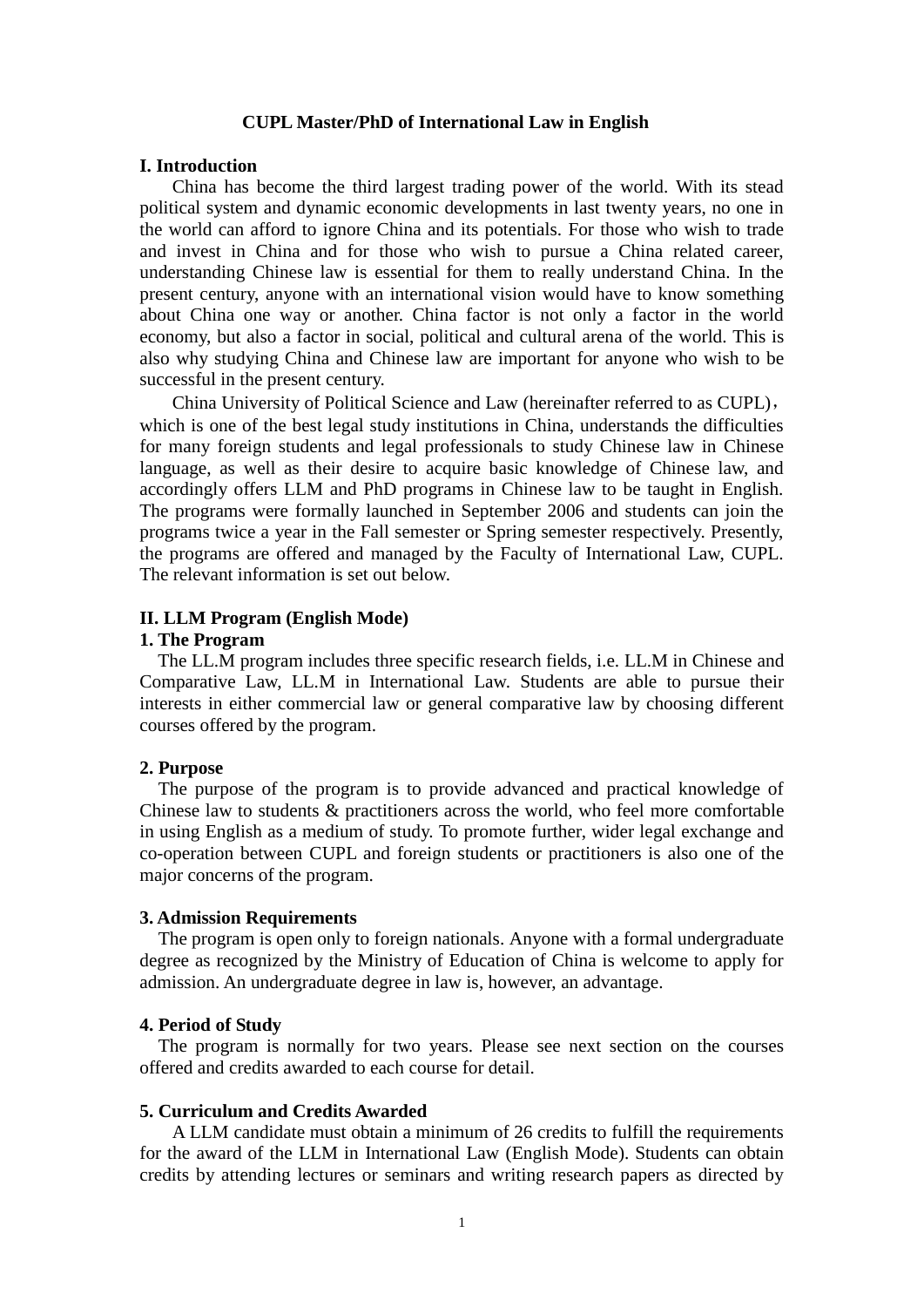# CUPL Master/PhD of International Law in English

## I. Introduction

China has become the third largest trading power of the world. With its stead political system and dynamic economic developments in last twenty years, no one in the world can afford to ignore China and its potentials. For those who wish to trade and invest in China and for those who wish to pursue a China related career, understanding Chinese law is essential for them to really understand China. In the present century, anyone with an international vision would have to know something about China one way or another. China factor is not only a factor in the world economy, but also a factor in social, political and cultural arena of the world. This is also why studying China and Chinese law are important for anyone who wish to be successful in the present century.

China University of Political Science and Law (hereinafter referred to as CUPL)，which is one of the best legal study institutions in China, understands the difficulties for many foreign students and legal professionals to study Chinese law in Chinese language, as well as their desire to acquire basic knowledge of Chinese law, and accordingly offers LLM and PhD programs in Chinese law to be taught in English. The programs were formally launched in September 2006 and students can join the programs twice a year in the Fall semester or Spring semester respectively. Presently, the programs are offered and managed by the Faculty of International Law, CUPL. The relevant information is set out below.

## II. LLM Program (English Mode)

### 1. The Program

The LL.M program includes three specific research fields, i.e. LL.M in Chinese and Comparative Law, LL.M in International Law. Students are able to pursue their interests in either commercial law or general comparative law by choosing different courses offered by the program.

### 2. Purpose

The purpose of the program is to provide advanced and practical knowledge of Chinese law to students & practitioners across the world, who feel more comfortable in using English as a medium of study. To promote further, wider legal exchange and co-operation between CUPL and foreign students or practitioners is also one of the major concerns of the program.

### 3. Admission Requirements

The program is open only to foreign nationals. Anyone with a formal undergraduate degree as recognized by the Ministry of Education of China is welcome to apply for admission. An undergraduate degree in law is, however, an advantage.

### 4. Period of Study

The program is normally for two years. Please see next section on the courses offered and credits awarded to each course for detail.

### 5. Curriculum and Credits Awarded

A LLM candidate must obtain a minimum of 26 credits to fulfill the requirements for the award of the LLM in International Law (English Mode). Students can obtain credits by attending lectures or seminars and writing research papers as directed by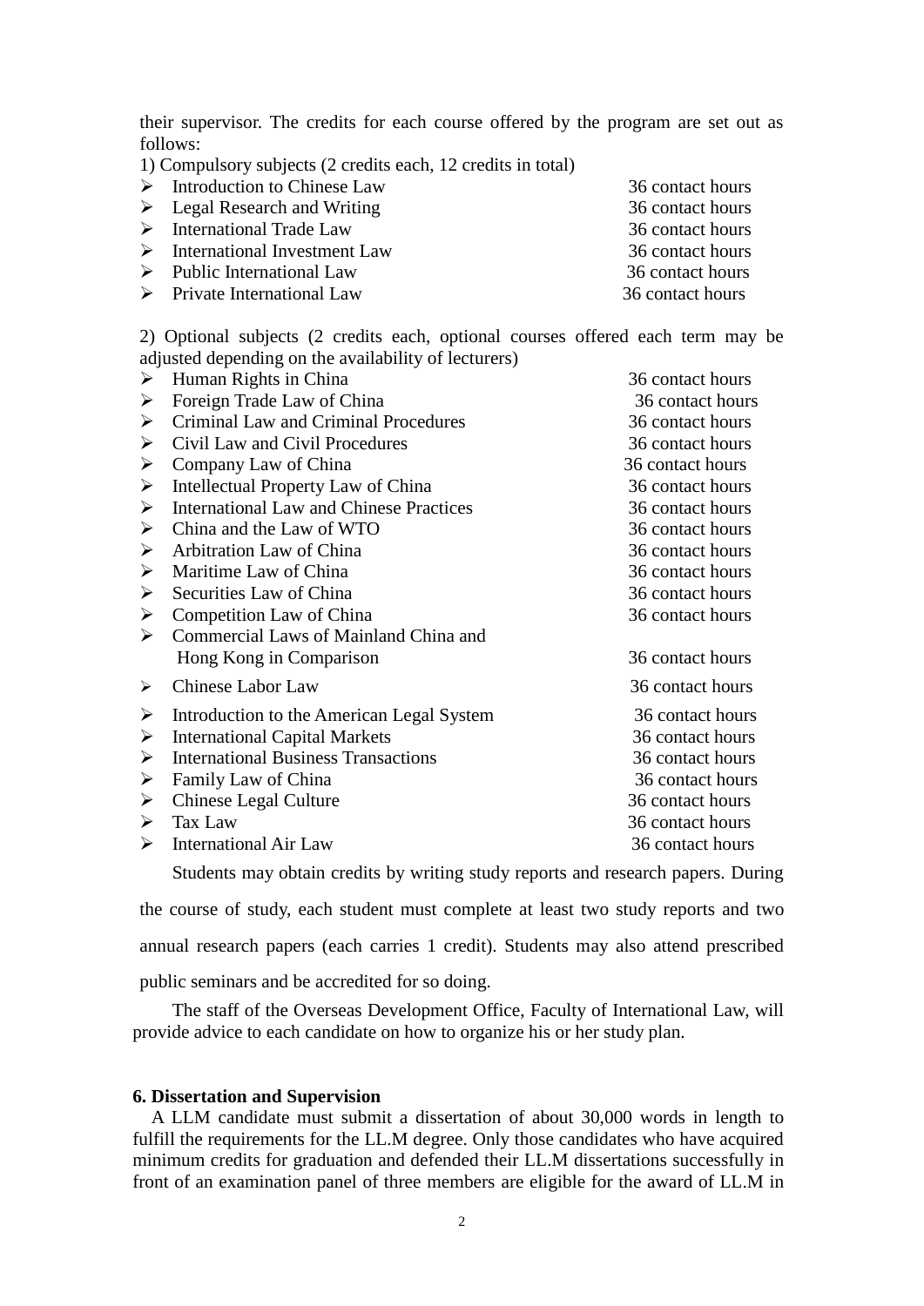their supervisor. The credits for each course offered by the program are set out as follows:

1) Compulsory subjects (2 credits each, 12 credits in total)

- Introduction to Chinese Law — 36 contact hours
- Legal Research and Writing — 36 contact hours
- International Trade Law — 36 contact hours
- International Investment Law — 36 contact hours
- Public International Law — 36 contact hours
- Private International Law — 36 contact hours

2) Optional subjects (2 credits each, optional courses offered each term may be adjusted depending on the availability of lecturers)

- Human Rights in China — 36 contact hours
- Foreign Trade Law of China — 36 contact hours
- Criminal Law and Criminal Procedures — 36 contact hours
- Civil Law and Civil Procedures — 36 contact hours
- Company Law of China — 36 contact hours
- Intellectual Property Law of China — 36 contact hours
- International Law and Chinese Practices — 36 contact hours
- China and the Law of WTO — 36 contact hours
- Arbitration Law of China — 36 contact hours
- Maritime Law of China — 36 contact hours
- Securities Law of China — 36 contact hours
- Competition Law of China — 36 contact hours
- Commercial Laws of Mainland China and Hong Kong in Comparison — 36 contact hours
- Chinese Labor Law — 36 contact hours
- Introduction to the American Legal System — 36 contact hours
- International Capital Markets — 36 contact hours
- International Business Transactions — 36 contact hours
- Family Law of China — 36 contact hours
- Chinese Legal Culture — 36 contact hours
- Tax Law — 36 contact hours
- International Air Law — 36 contact hours

Students may obtain credits by writing study reports and research papers. During the course of study, each student must complete at least two study reports and two annual research papers (each carries 1 credit). Students may also attend prescribed public seminars and be accredited for so doing.

The staff of the Overseas Development Office, Faculty of International Law, will provide advice to each candidate on how to organize his or her study plan.

### 6. Dissertation and Supervision

A LLM candidate must submit a dissertation of about 30,000 words in length to fulfill the requirements for the LL.M degree. Only those candidates who have acquired minimum credits for graduation and defended their LL.M dissertations successfully in front of an examination panel of three members are eligible for the award of LL.M in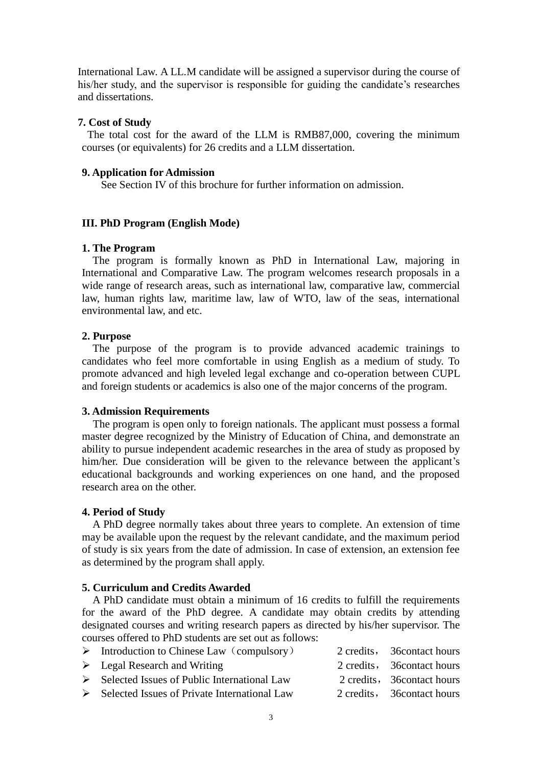International Law. A LL.M candidate will be assigned a supervisor during the course of his/her study, and the supervisor is responsible for guiding the candidate's researches and dissertations.

**7. Cost of Study**

The total cost for the award of the LLM is RMB87,000, covering the minimum courses (or equivalents) for 26 credits and a LLM dissertation.

**9. Application for Admission**

See Section IV of this brochure for further information on admission.

## III. PhD Program (English Mode)

**1. The Program**

The program is formally known as PhD in International Law, majoring in International and Comparative Law. The program welcomes research proposals in a wide range of research areas, such as international law, comparative law, commercial law, human rights law, maritime law, law of WTO, law of the seas, international environmental law, and etc.

**2. Purpose**

The purpose of the program is to provide advanced academic trainings to candidates who feel more comfortable in using English as a medium of study. To promote advanced and high leveled legal exchange and co-operation between CUPL and foreign students or academics is also one of the major concerns of the program.

**3. Admission Requirements**

The program is open only to foreign nationals. The applicant must possess a formal master degree recognized by the Ministry of Education of China, and demonstrate an ability to pursue independent academic researches in the area of study as proposed by him/her. Due consideration will be given to the relevance between the applicant's educational backgrounds and working experiences on one hand, and the proposed research area on the other.

**4. Period of Study**

A PhD degree normally takes about three years to complete. An extension of time may be available upon the request by the relevant candidate, and the maximum period of study is six years from the date of admission. In case of extension, an extension fee as determined by the program shall apply.

**5. Curriculum and Credits Awarded**

A PhD candidate must obtain a minimum of 16 credits to fulfill the requirements for the award of the PhD degree. A candidate may obtain credits by attending designated courses and writing research papers as directed by his/her supervisor. The courses offered to PhD students are set out as follows:

- Introduction to Chinese Law（compulsory） 2 credits， 36contact hours
- Legal Research and Writing 2 credits， 36contact hours
- Selected Issues of Public International Law 2 credits， 36contact hours
- Selected Issues of Private International Law 2 credits， 36contact hours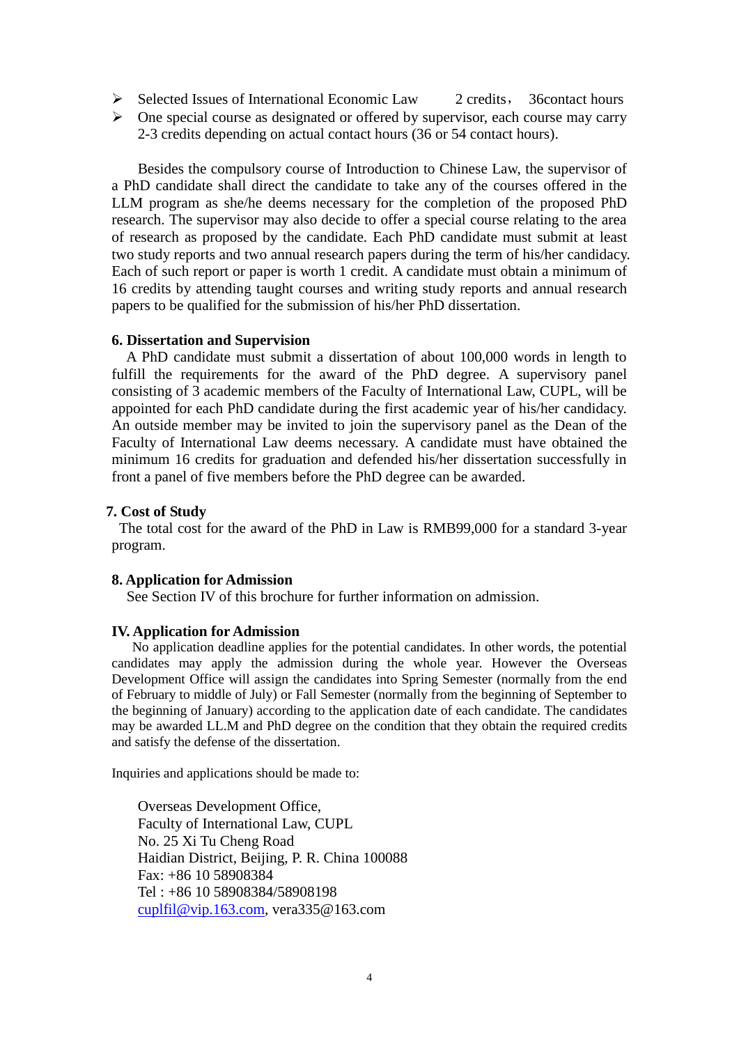- Selected Issues of International Economic Law 2 credits， 36contact hours
- One special course as designated or offered by supervisor, each course may carry 2-3 credits depending on actual contact hours (36 or 54 contact hours).

Besides the compulsory course of Introduction to Chinese Law, the supervisor of a PhD candidate shall direct the candidate to take any of the courses offered in the LLM program as she/he deems necessary for the completion of the proposed PhD research. The supervisor may also decide to offer a special course relating to the area of research as proposed by the candidate. Each PhD candidate must submit at least two study reports and two annual research papers during the term of his/her candidacy. Each of such report or paper is worth 1 credit. A candidate must obtain a minimum of 16 credits by attending taught courses and writing study reports and annual research papers to be qualified for the submission of his/her PhD dissertation.

**6. Dissertation and Supervision**

A PhD candidate must submit a dissertation of about 100,000 words in length to fulfill the requirements for the award of the PhD degree. A supervisory panel consisting of 3 academic members of the Faculty of International Law, CUPL, will be appointed for each PhD candidate during the first academic year of his/her candidacy. An outside member may be invited to join the supervisory panel as the Dean of the Faculty of International Law deems necessary. A candidate must have obtained the minimum 16 credits for graduation and defended his/her dissertation successfully in front a panel of five members before the PhD degree can be awarded.

**7. Cost of Study**

The total cost for the award of the PhD in Law is RMB99,000 for a standard 3-year program.

**8. Application for Admission**

See Section IV of this brochure for further information on admission.

## IV. Application for Admission

No application deadline applies for the potential candidates. In other words, the potential candidates may apply the admission during the whole year. However the Overseas Development Office will assign the candidates into Spring Semester (normally from the end of February to middle of July) or Fall Semester (normally from the beginning of September to the beginning of January) according to the application date of each candidate. The candidates may be awarded LL.M and PhD degree on the condition that they obtain the required credits and satisfy the defense of the dissertation.

Inquiries and applications should be made to:

Overseas Development Office,
Faculty of International Law, CUPL
No. 25 Xi Tu Cheng Road
Haidian District, Beijing, P. R. China 100088
Fax: +86 10 58908384
Tel : +86 10 58908384/58908198
cuplfil@vip.163.com, vera335@163.com